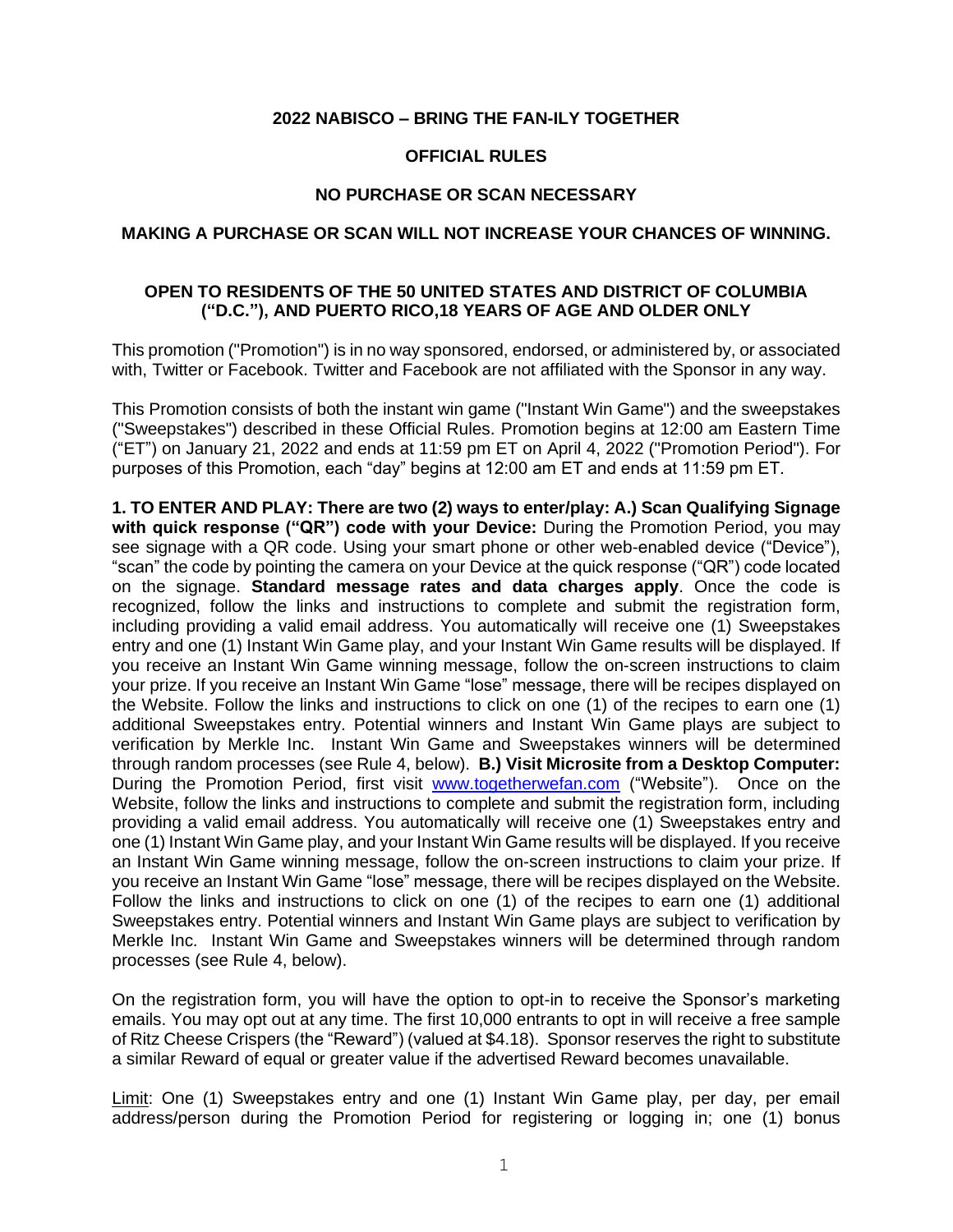**2022 NABISCO – BRING THE FAN-ILY TOGETHER**

**OFFICIAL RULES**

**NO PURCHASE OR SCAN NECESSARY**

**MAKING A PURCHASE OR SCAN WILL NOT INCREASE YOUR CHANCES OF WINNING.**

**OPEN TO RESIDENTS OF THE 50 UNITED STATES AND DISTRICT OF COLUMBIA ("D.C."), AND PUERTO RICO,18 YEARS OF AGE AND OLDER ONLY**

This promotion ("Promotion") is in no way sponsored, endorsed, or administered by, or associated with, Twitter or Facebook. Twitter and Facebook are not affiliated with the Sponsor in any way.

This Promotion consists of both the instant win game ("Instant Win Game") and the sweepstakes ("Sweepstakes") described in these Official Rules. Promotion begins at 12:00 am Eastern Time ("ET") on January 21, 2022 and ends at 11:59 pm ET on April 4, 2022 ("Promotion Period"). For purposes of this Promotion, each "day" begins at 12:00 am ET and ends at 11:59 pm ET.

**1. TO ENTER AND PLAY: There are two (2) ways to enter/play: A.) Scan Qualifying Signage with quick response ("QR") code with your Device:** During the Promotion Period, you may see signage with a QR code. Using your smart phone or other web-enabled device ("Device"), "scan" the code by pointing the camera on your Device at the quick response ("QR") code located on the signage. **Standard message rates and data charges apply**. Once the code is recognized, follow the links and instructions to complete and submit the registration form, including providing a valid email address. You automatically will receive one (1) Sweepstakes entry and one (1) Instant Win Game play, and your Instant Win Game results will be displayed. If you receive an Instant Win Game winning message, follow the on-screen instructions to claim your prize. If you receive an Instant Win Game "lose" message, there will be recipes displayed on the Website. Follow the links and instructions to click on one (1) of the recipes to earn one (1) additional Sweepstakes entry. Potential winners and Instant Win Game plays are subject to verification by Merkle Inc. Instant Win Game and Sweepstakes winners will be determined through random processes (see Rule 4, below). **B.) Visit Microsite from a Desktop Computer:** During the Promotion Period, first visit www.togetherwefan.com ("Website"). Once on the Website, follow the links and instructions to complete and submit the registration form, including providing a valid email address. You automatically will receive one (1) Sweepstakes entry and one (1) Instant Win Game play, and your Instant Win Game results will be displayed. If you receive an Instant Win Game winning message, follow the on-screen instructions to claim your prize. If you receive an Instant Win Game "lose" message, there will be recipes displayed on the Website. Follow the links and instructions to click on one (1) of the recipes to earn one (1) additional Sweepstakes entry. Potential winners and Instant Win Game plays are subject to verification by Merkle Inc. Instant Win Game and Sweepstakes winners will be determined through random processes (see Rule 4, below).

On the registration form, you will have the option to opt-in to receive the Sponsor's marketing emails. You may opt out at any time. The first 10,000 entrants to opt in will receive a free sample of Ritz Cheese Crispers (the "Reward") (valued at $4.18). Sponsor reserves the right to substitute a similar Reward of equal or greater value if the advertised Reward becomes unavailable.

Limit: One (1) Sweepstakes entry and one (1) Instant Win Game play, per day, per email address/person during the Promotion Period for registering or logging in; one (1) bonus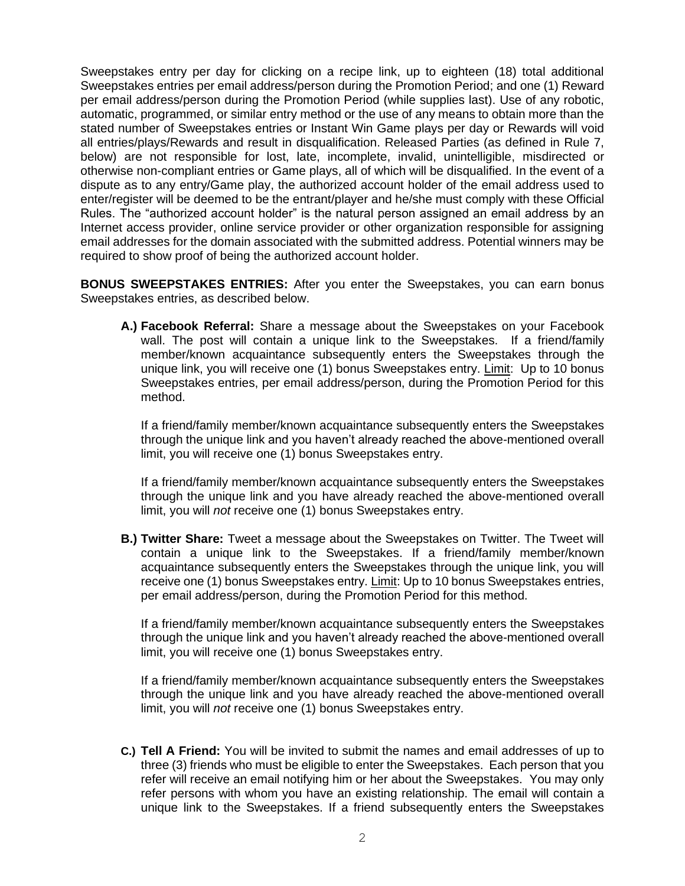Sweepstakes entry per day for clicking on a recipe link, up to eighteen (18) total additional Sweepstakes entries per email address/person during the Promotion Period; and one (1) Reward per email address/person during the Promotion Period (while supplies last). Use of any robotic, automatic, programmed, or similar entry method or the use of any means to obtain more than the stated number of Sweepstakes entries or Instant Win Game plays per day or Rewards will void all entries/plays/Rewards and result in disqualification. Released Parties (as defined in Rule 7, below) are not responsible for lost, late, incomplete, invalid, unintelligible, misdirected or otherwise non-compliant entries or Game plays, all of which will be disqualified. In the event of a dispute as to any entry/Game play, the authorized account holder of the email address used to enter/register will be deemed to be the entrant/player and he/she must comply with these Official Rules. The "authorized account holder" is the natural person assigned an email address by an Internet access provider, online service provider or other organization responsible for assigning email addresses for the domain associated with the submitted address. Potential winners may be required to show proof of being the authorized account holder.

**BONUS SWEEPSTAKES ENTRIES:** After you enter the Sweepstakes, you can earn bonus Sweepstakes entries, as described below.

**A.) Facebook Referral:** Share a message about the Sweepstakes on your Facebook wall. The post will contain a unique link to the Sweepstakes. If a friend/family member/known acquaintance subsequently enters the Sweepstakes through the unique link, you will receive one (1) bonus Sweepstakes entry. Limit: Up to 10 bonus Sweepstakes entries, per email address/person, during the Promotion Period for this method.

If a friend/family member/known acquaintance subsequently enters the Sweepstakes through the unique link and you haven't already reached the above-mentioned overall limit, you will receive one (1) bonus Sweepstakes entry.

If a friend/family member/known acquaintance subsequently enters the Sweepstakes through the unique link and you have already reached the above-mentioned overall limit, you will *not* receive one (1) bonus Sweepstakes entry.

**B.) Twitter Share:** Tweet a message about the Sweepstakes on Twitter. The Tweet will contain a unique link to the Sweepstakes. If a friend/family member/known acquaintance subsequently enters the Sweepstakes through the unique link, you will receive one (1) bonus Sweepstakes entry. Limit: Up to 10 bonus Sweepstakes entries, per email address/person, during the Promotion Period for this method.

If a friend/family member/known acquaintance subsequently enters the Sweepstakes through the unique link and you haven't already reached the above-mentioned overall limit, you will receive one (1) bonus Sweepstakes entry.

If a friend/family member/known acquaintance subsequently enters the Sweepstakes through the unique link and you have already reached the above-mentioned overall limit, you will *not* receive one (1) bonus Sweepstakes entry.

**C.) Tell A Friend:** You will be invited to submit the names and email addresses of up to three (3) friends who must be eligible to enter the Sweepstakes. Each person that you refer will receive an email notifying him or her about the Sweepstakes. You may only refer persons with whom you have an existing relationship. The email will contain a unique link to the Sweepstakes. If a friend subsequently enters the Sweepstakes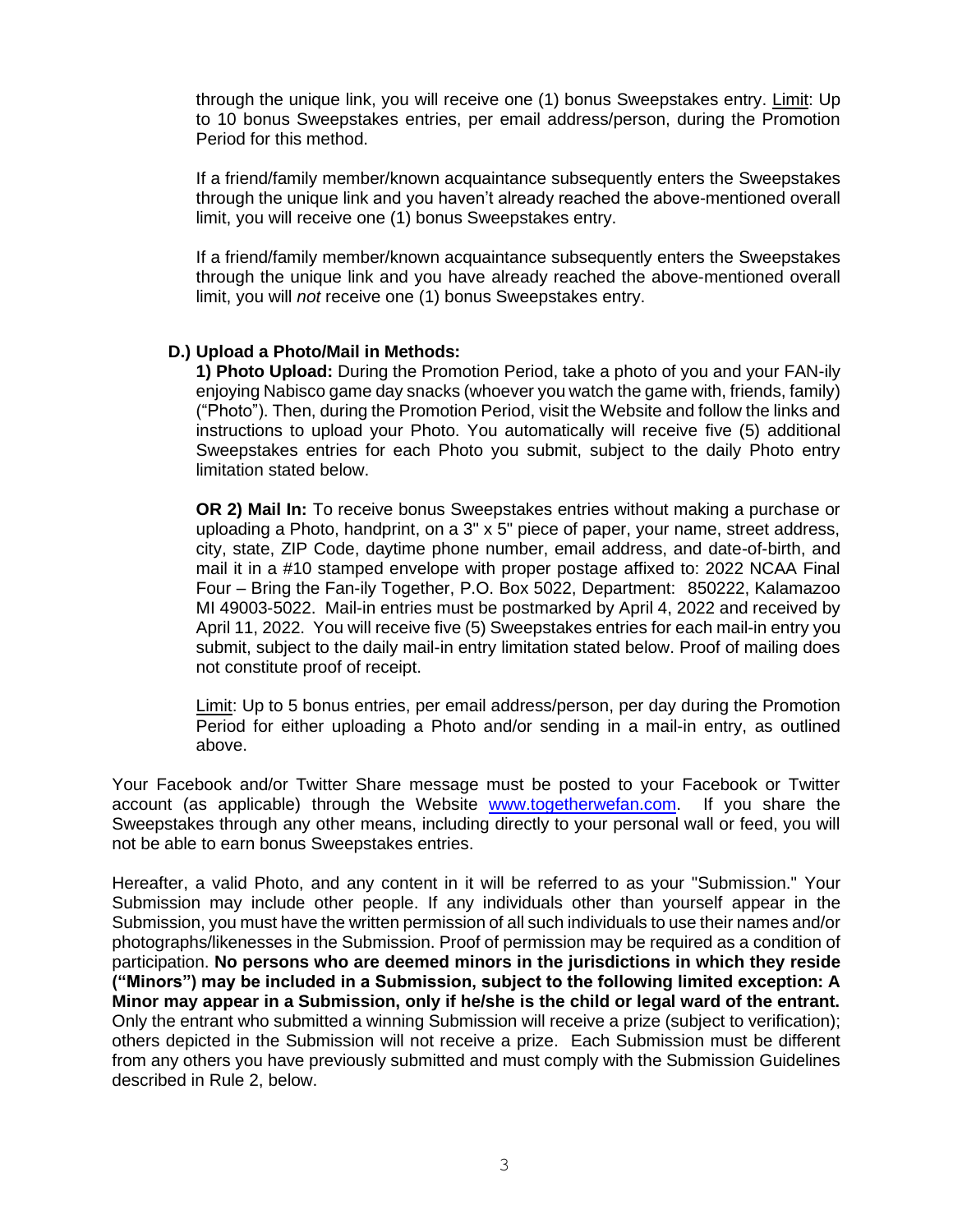through the unique link, you will receive one (1) bonus Sweepstakes entry. Limit: Up to 10 bonus Sweepstakes entries, per email address/person, during the Promotion Period for this method.

If a friend/family member/known acquaintance subsequently enters the Sweepstakes through the unique link and you haven't already reached the above-mentioned overall limit, you will receive one (1) bonus Sweepstakes entry.

If a friend/family member/known acquaintance subsequently enters the Sweepstakes through the unique link and you have already reached the above-mentioned overall limit, you will *not* receive one (1) bonus Sweepstakes entry.

**D.) Upload a Photo/Mail in Methods:**

**1) Photo Upload:** During the Promotion Period, take a photo of you and your FAN-ily enjoying Nabisco game day snacks (whoever you watch the game with, friends, family) ("Photo"). Then, during the Promotion Period, visit the Website and follow the links and instructions to upload your Photo. You automatically will receive five (5) additional Sweepstakes entries for each Photo you submit, subject to the daily Photo entry limitation stated below.

**OR 2) Mail In:** To receive bonus Sweepstakes entries without making a purchase or uploading a Photo, handprint, on a 3" x 5" piece of paper, your name, street address, city, state, ZIP Code, daytime phone number, email address, and date-of-birth, and mail it in a #10 stamped envelope with proper postage affixed to: 2022 NCAA Final Four – Bring the Fan-ily Together, P.O. Box 5022, Department: 850222, Kalamazoo MI 49003-5022. Mail-in entries must be postmarked by April 4, 2022 and received by April 11, 2022. You will receive five (5) Sweepstakes entries for each mail-in entry you submit, subject to the daily mail-in entry limitation stated below. Proof of mailing does not constitute proof of receipt.

Limit: Up to 5 bonus entries, per email address/person, per day during the Promotion Period for either uploading a Photo and/or sending in a mail-in entry, as outlined above.

Your Facebook and/or Twitter Share message must be posted to your Facebook or Twitter account (as applicable) through the Website www.togetherwefan.com. If you share the Sweepstakes through any other means, including directly to your personal wall or feed, you will not be able to earn bonus Sweepstakes entries.

Hereafter, a valid Photo, and any content in it will be referred to as your "Submission." Your Submission may include other people. If any individuals other than yourself appear in the Submission, you must have the written permission of all such individuals to use their names and/or photographs/likenesses in the Submission. Proof of permission may be required as a condition of participation. **No persons who are deemed minors in the jurisdictions in which they reside ("Minors") may be included in a Submission, subject to the following limited exception: A Minor may appear in a Submission, only if he/she is the child or legal ward of the entrant.** Only the entrant who submitted a winning Submission will receive a prize (subject to verification); others depicted in the Submission will not receive a prize. Each Submission must be different from any others you have previously submitted and must comply with the Submission Guidelines described in Rule 2, below.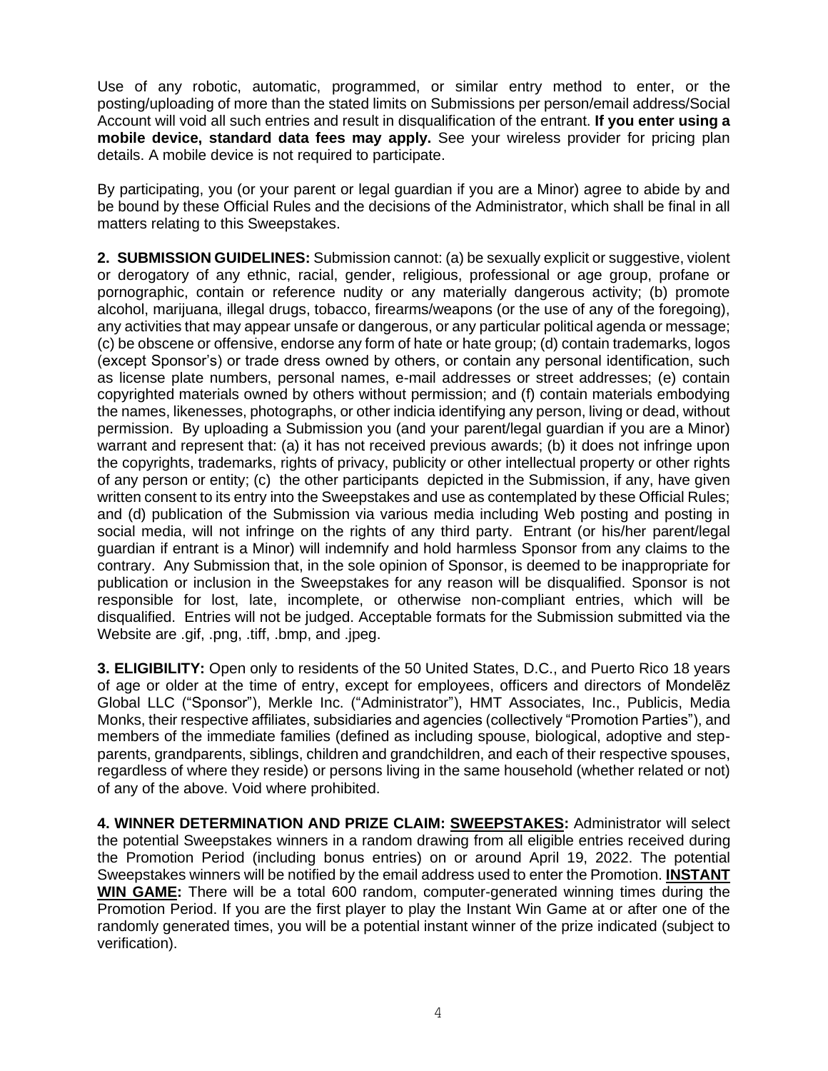Use of any robotic, automatic, programmed, or similar entry method to enter, or the posting/uploading of more than the stated limits on Submissions per person/email address/Social Account will void all such entries and result in disqualification of the entrant. **If you enter using a mobile device, standard data fees may apply.** See your wireless provider for pricing plan details. A mobile device is not required to participate.

By participating, you (or your parent or legal guardian if you are a Minor) agree to abide by and be bound by these Official Rules and the decisions of the Administrator, which shall be final in all matters relating to this Sweepstakes.

**2. SUBMISSION GUIDELINES:** Submission cannot: (a) be sexually explicit or suggestive, violent or derogatory of any ethnic, racial, gender, religious, professional or age group, profane or pornographic, contain or reference nudity or any materially dangerous activity; (b) promote alcohol, marijuana, illegal drugs, tobacco, firearms/weapons (or the use of any of the foregoing), any activities that may appear unsafe or dangerous, or any particular political agenda or message; (c) be obscene or offensive, endorse any form of hate or hate group; (d) contain trademarks, logos (except Sponsor's) or trade dress owned by others, or contain any personal identification, such as license plate numbers, personal names, e-mail addresses or street addresses; (e) contain copyrighted materials owned by others without permission; and (f) contain materials embodying the names, likenesses, photographs, or other indicia identifying any person, living or dead, without permission. By uploading a Submission you (and your parent/legal guardian if you are a Minor) warrant and represent that: (a) it has not received previous awards; (b) it does not infringe upon the copyrights, trademarks, rights of privacy, publicity or other intellectual property or other rights of any person or entity; (c) the other participants depicted in the Submission, if any, have given written consent to its entry into the Sweepstakes and use as contemplated by these Official Rules; and (d) publication of the Submission via various media including Web posting and posting in social media, will not infringe on the rights of any third party. Entrant (or his/her parent/legal guardian if entrant is a Minor) will indemnify and hold harmless Sponsor from any claims to the contrary. Any Submission that, in the sole opinion of Sponsor, is deemed to be inappropriate for publication or inclusion in the Sweepstakes for any reason will be disqualified. Sponsor is not responsible for lost, late, incomplete, or otherwise non-compliant entries, which will be disqualified. Entries will not be judged. Acceptable formats for the Submission submitted via the Website are .gif, .png, .tiff, .bmp, and .jpeg.

**3. ELIGIBILITY:** Open only to residents of the 50 United States, D.C., and Puerto Rico 18 years of age or older at the time of entry, except for employees, officers and directors of Mondelēz Global LLC ("Sponsor"), Merkle Inc. ("Administrator"), HMT Associates, Inc., Publicis, Media Monks, their respective affiliates, subsidiaries and agencies (collectively "Promotion Parties"), and members of the immediate families (defined as including spouse, biological, adoptive and step-parents, grandparents, siblings, children and grandchildren, and each of their respective spouses, regardless of where they reside) or persons living in the same household (whether related or not) of any of the above. Void where prohibited.

**4. WINNER DETERMINATION AND PRIZE CLAIM: <u>SWEEPSTAKES</u>:** Administrator will select the potential Sweepstakes winners in a random drawing from all eligible entries received during the Promotion Period (including bonus entries) on or around April 19, 2022. The potential Sweepstakes winners will be notified by the email address used to enter the Promotion. **<u>INSTANT WIN GAME</u>:** There will be a total 600 random, computer-generated winning times during the Promotion Period. If you are the first player to play the Instant Win Game at or after one of the randomly generated times, you will be a potential instant winner of the prize indicated (subject to verification).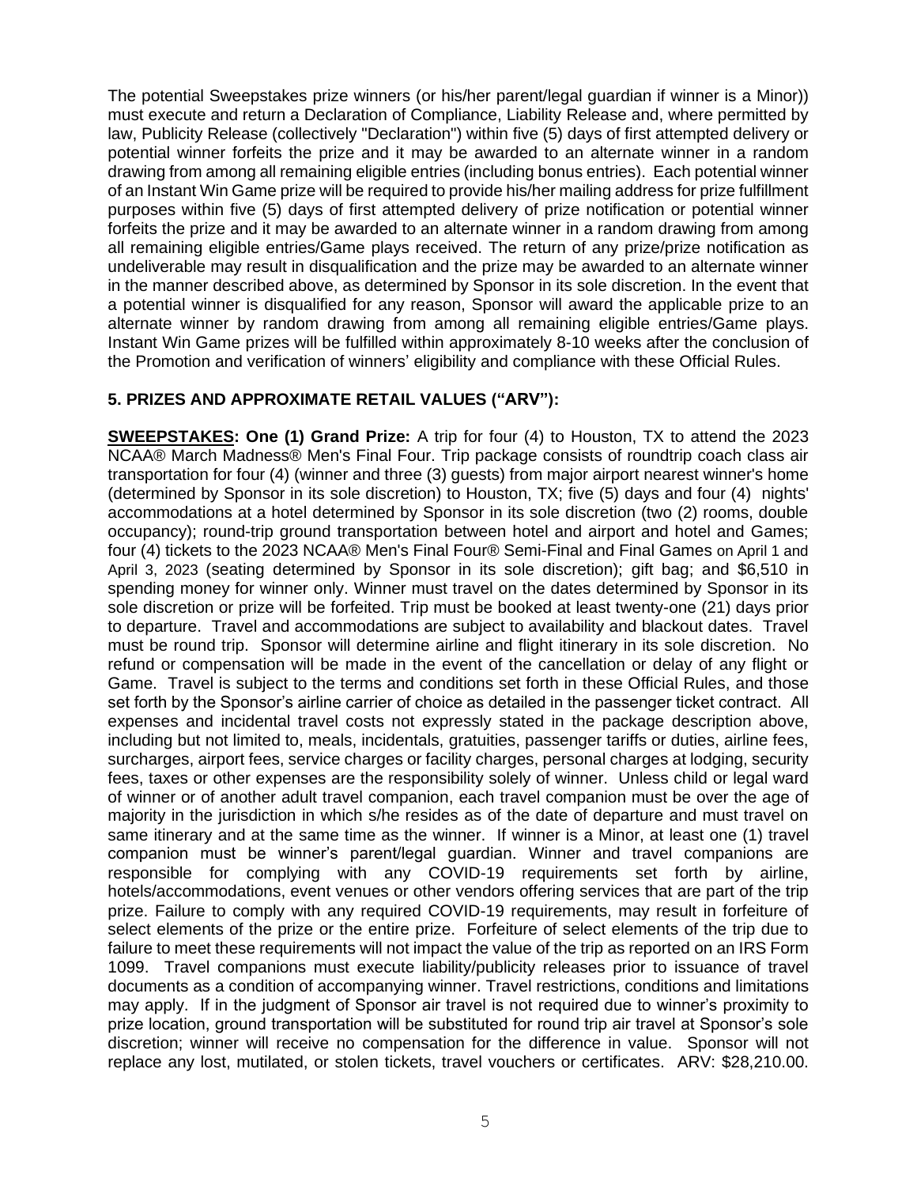The potential Sweepstakes prize winners (or his/her parent/legal guardian if winner is a Minor)) must execute and return a Declaration of Compliance, Liability Release and, where permitted by law, Publicity Release (collectively "Declaration") within five (5) days of first attempted delivery or potential winner forfeits the prize and it may be awarded to an alternate winner in a random drawing from among all remaining eligible entries (including bonus entries). Each potential winner of an Instant Win Game prize will be required to provide his/her mailing address for prize fulfillment purposes within five (5) days of first attempted delivery of prize notification or potential winner forfeits the prize and it may be awarded to an alternate winner in a random drawing from among all remaining eligible entries/Game plays received. The return of any prize/prize notification as undeliverable may result in disqualification and the prize may be awarded to an alternate winner in the manner described above, as determined by Sponsor in its sole discretion. In the event that a potential winner is disqualified for any reason, Sponsor will award the applicable prize to an alternate winner by random drawing from among all remaining eligible entries/Game plays. Instant Win Game prizes will be fulfilled within approximately 8-10 weeks after the conclusion of the Promotion and verification of winners' eligibility and compliance with these Official Rules.

## 5. PRIZES AND APPROXIMATE RETAIL VALUES ("ARV"):

**SWEEPSTAKES: One (1) Grand Prize:** A trip for four (4) to Houston, TX to attend the 2023 NCAA® March Madness® Men's Final Four. Trip package consists of roundtrip coach class air transportation for four (4) (winner and three (3) guests) from major airport nearest winner's home (determined by Sponsor in its sole discretion) to Houston, TX; five (5) days and four (4) nights' accommodations at a hotel determined by Sponsor in its sole discretion (two (2) rooms, double occupancy); round-trip ground transportation between hotel and airport and hotel and Games; four (4) tickets to the 2023 NCAA® Men's Final Four® Semi-Final and Final Games on April 1 and April 3, 2023 (seating determined by Sponsor in its sole discretion); gift bag; and \$6,510 in spending money for winner only. Winner must travel on the dates determined by Sponsor in its sole discretion or prize will be forfeited. Trip must be booked at least twenty-one (21) days prior to departure. Travel and accommodations are subject to availability and blackout dates. Travel must be round trip. Sponsor will determine airline and flight itinerary in its sole discretion. No refund or compensation will be made in the event of the cancellation or delay of any flight or Game. Travel is subject to the terms and conditions set forth in these Official Rules, and those set forth by the Sponsor's airline carrier of choice as detailed in the passenger ticket contract. All expenses and incidental travel costs not expressly stated in the package description above, including but not limited to, meals, incidentals, gratuities, passenger tariffs or duties, airline fees, surcharges, airport fees, service charges or facility charges, personal charges at lodging, security fees, taxes or other expenses are the responsibility solely of winner. Unless child or legal ward of winner or of another adult travel companion, each travel companion must be over the age of majority in the jurisdiction in which s/he resides as of the date of departure and must travel on same itinerary and at the same time as the winner. If winner is a Minor, at least one (1) travel companion must be winner's parent/legal guardian. Winner and travel companions are responsible for complying with any COVID-19 requirements set forth by airline, hotels/accommodations, event venues or other vendors offering services that are part of the trip prize. Failure to comply with any required COVID-19 requirements, may result in forfeiture of select elements of the prize or the entire prize. Forfeiture of select elements of the trip due to failure to meet these requirements will not impact the value of the trip as reported on an IRS Form 1099. Travel companions must execute liability/publicity releases prior to issuance of travel documents as a condition of accompanying winner. Travel restrictions, conditions and limitations may apply. If in the judgment of Sponsor air travel is not required due to winner's proximity to prize location, ground transportation will be substituted for round trip air travel at Sponsor's sole discretion; winner will receive no compensation for the difference in value. Sponsor will not replace any lost, mutilated, or stolen tickets, travel vouchers or certificates. ARV: \$28,210.00.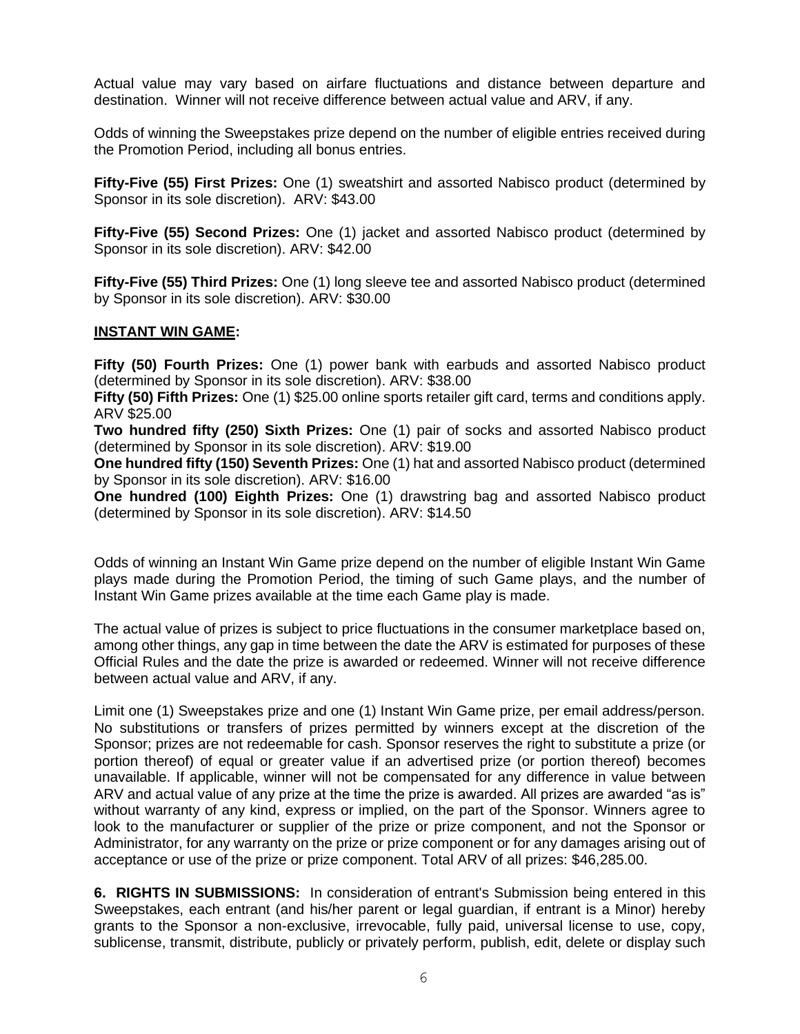Actual value may vary based on airfare fluctuations and distance between departure and destination. Winner will not receive difference between actual value and ARV, if any.

Odds of winning the Sweepstakes prize depend on the number of eligible entries received during the Promotion Period, including all bonus entries.

**Fifty-Five (55) First Prizes:** One (1) sweatshirt and assorted Nabisco product (determined by Sponsor in its sole discretion). ARV: $43.00

**Fifty-Five (55) Second Prizes:** One (1) jacket and assorted Nabisco product (determined by Sponsor in its sole discretion). ARV: $42.00

**Fifty-Five (55) Third Prizes:** One (1) long sleeve tee and assorted Nabisco product (determined by Sponsor in its sole discretion). ARV: $30.00

**INSTANT WIN GAME:**

**Fifty (50) Fourth Prizes:** One (1) power bank with earbuds and assorted Nabisco product (determined by Sponsor in its sole discretion). ARV: $38.00
**Fifty (50) Fifth Prizes:** One (1) $25.00 online sports retailer gift card, terms and conditions apply. ARV $25.00
**Two hundred fifty (250) Sixth Prizes:** One (1) pair of socks and assorted Nabisco product (determined by Sponsor in its sole discretion). ARV: $19.00
**One hundred fifty (150) Seventh Prizes:** One (1) hat and assorted Nabisco product (determined by Sponsor in its sole discretion). ARV: $16.00
**One hundred (100) Eighth Prizes:** One (1) drawstring bag and assorted Nabisco product (determined by Sponsor in its sole discretion). ARV: $14.50

Odds of winning an Instant Win Game prize depend on the number of eligible Instant Win Game plays made during the Promotion Period, the timing of such Game plays, and the number of Instant Win Game prizes available at the time each Game play is made.

The actual value of prizes is subject to price fluctuations in the consumer marketplace based on, among other things, any gap in time between the date the ARV is estimated for purposes of these Official Rules and the date the prize is awarded or redeemed. Winner will not receive difference between actual value and ARV, if any.

Limit one (1) Sweepstakes prize and one (1) Instant Win Game prize, per email address/person. No substitutions or transfers of prizes permitted by winners except at the discretion of the Sponsor; prizes are not redeemable for cash. Sponsor reserves the right to substitute a prize (or portion thereof) of equal or greater value if an advertised prize (or portion thereof) becomes unavailable. If applicable, winner will not be compensated for any difference in value between ARV and actual value of any prize at the time the prize is awarded. All prizes are awarded "as is" without warranty of any kind, express or implied, on the part of the Sponsor. Winners agree to look to the manufacturer or supplier of the prize or prize component, and not the Sponsor or Administrator, for any warranty on the prize or prize component or for any damages arising out of acceptance or use of the prize or prize component. Total ARV of all prizes: $46,285.00.

**6. RIGHTS IN SUBMISSIONS:** In consideration of entrant's Submission being entered in this Sweepstakes, each entrant (and his/her parent or legal guardian, if entrant is a Minor) hereby grants to the Sponsor a non-exclusive, irrevocable, fully paid, universal license to use, copy, sublicense, transmit, distribute, publicly or privately perform, publish, edit, delete or display such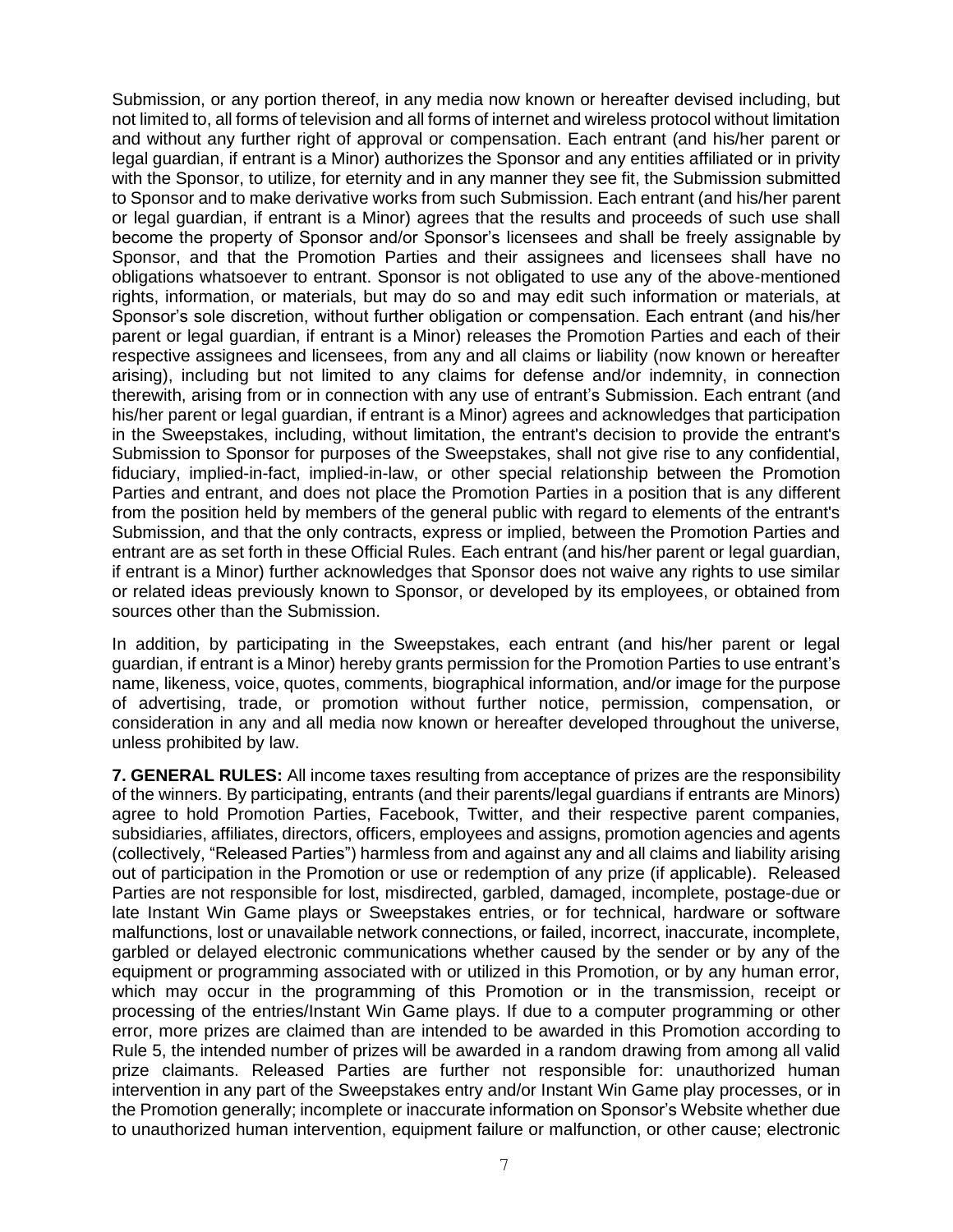Submission, or any portion thereof, in any media now known or hereafter devised including, but not limited to, all forms of television and all forms of internet and wireless protocol without limitation and without any further right of approval or compensation. Each entrant (and his/her parent or legal guardian, if entrant is a Minor) authorizes the Sponsor and any entities affiliated or in privity with the Sponsor, to utilize, for eternity and in any manner they see fit, the Submission submitted to Sponsor and to make derivative works from such Submission. Each entrant (and his/her parent or legal guardian, if entrant is a Minor) agrees that the results and proceeds of such use shall become the property of Sponsor and/or Sponsor's licensees and shall be freely assignable by Sponsor, and that the Promotion Parties and their assignees and licensees shall have no obligations whatsoever to entrant. Sponsor is not obligated to use any of the above-mentioned rights, information, or materials, but may do so and may edit such information or materials, at Sponsor's sole discretion, without further obligation or compensation. Each entrant (and his/her parent or legal guardian, if entrant is a Minor) releases the Promotion Parties and each of their respective assignees and licensees, from any and all claims or liability (now known or hereafter arising), including but not limited to any claims for defense and/or indemnity, in connection therewith, arising from or in connection with any use of entrant's Submission. Each entrant (and his/her parent or legal guardian, if entrant is a Minor) agrees and acknowledges that participation in the Sweepstakes, including, without limitation, the entrant's decision to provide the entrant's Submission to Sponsor for purposes of the Sweepstakes, shall not give rise to any confidential, fiduciary, implied-in-fact, implied-in-law, or other special relationship between the Promotion Parties and entrant, and does not place the Promotion Parties in a position that is any different from the position held by members of the general public with regard to elements of the entrant's Submission, and that the only contracts, express or implied, between the Promotion Parties and entrant are as set forth in these Official Rules. Each entrant (and his/her parent or legal guardian, if entrant is a Minor) further acknowledges that Sponsor does not waive any rights to use similar or related ideas previously known to Sponsor, or developed by its employees, or obtained from sources other than the Submission.

In addition, by participating in the Sweepstakes, each entrant (and his/her parent or legal guardian, if entrant is a Minor) hereby grants permission for the Promotion Parties to use entrant's name, likeness, voice, quotes, comments, biographical information, and/or image for the purpose of advertising, trade, or promotion without further notice, permission, compensation, or consideration in any and all media now known or hereafter developed throughout the universe, unless prohibited by law.

**7. GENERAL RULES:** All income taxes resulting from acceptance of prizes are the responsibility of the winners. By participating, entrants (and their parents/legal guardians if entrants are Minors) agree to hold Promotion Parties, Facebook, Twitter, and their respective parent companies, subsidiaries, affiliates, directors, officers, employees and assigns, promotion agencies and agents (collectively, "Released Parties") harmless from and against any and all claims and liability arising out of participation in the Promotion or use or redemption of any prize (if applicable). Released Parties are not responsible for lost, misdirected, garbled, damaged, incomplete, postage-due or late Instant Win Game plays or Sweepstakes entries, or for technical, hardware or software malfunctions, lost or unavailable network connections, or failed, incorrect, inaccurate, incomplete, garbled or delayed electronic communications whether caused by the sender or by any of the equipment or programming associated with or utilized in this Promotion, or by any human error, which may occur in the programming of this Promotion or in the transmission, receipt or processing of the entries/Instant Win Game plays. If due to a computer programming or other error, more prizes are claimed than are intended to be awarded in this Promotion according to Rule 5, the intended number of prizes will be awarded in a random drawing from among all valid prize claimants. Released Parties are further not responsible for: unauthorized human intervention in any part of the Sweepstakes entry and/or Instant Win Game play processes, or in the Promotion generally; incomplete or inaccurate information on Sponsor's Website whether due to unauthorized human intervention, equipment failure or malfunction, or other cause; electronic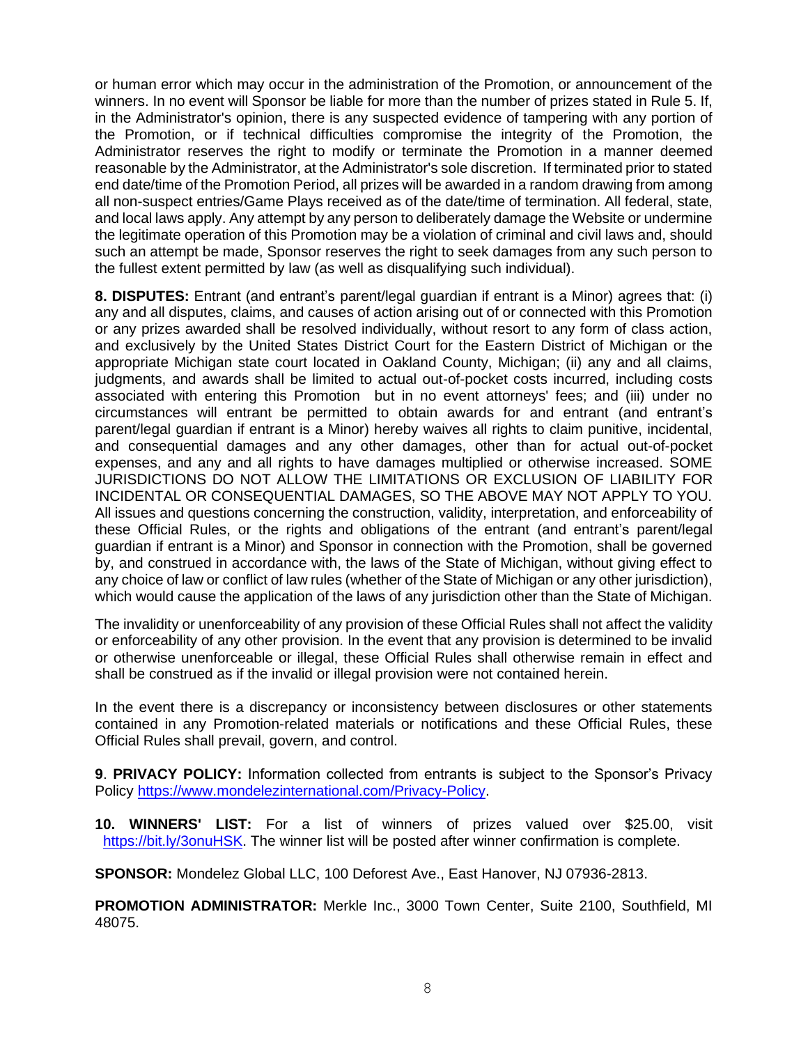or human error which may occur in the administration of the Promotion, or announcement of the winners. In no event will Sponsor be liable for more than the number of prizes stated in Rule 5. If, in the Administrator's opinion, there is any suspected evidence of tampering with any portion of the Promotion, or if technical difficulties compromise the integrity of the Promotion, the Administrator reserves the right to modify or terminate the Promotion in a manner deemed reasonable by the Administrator, at the Administrator's sole discretion. If terminated prior to stated end date/time of the Promotion Period, all prizes will be awarded in a random drawing from among all non-suspect entries/Game Plays received as of the date/time of termination. All federal, state, and local laws apply. Any attempt by any person to deliberately damage the Website or undermine the legitimate operation of this Promotion may be a violation of criminal and civil laws and, should such an attempt be made, Sponsor reserves the right to seek damages from any such person to the fullest extent permitted by law (as well as disqualifying such individual).

**8. DISPUTES:** Entrant (and entrant's parent/legal guardian if entrant is a Minor) agrees that: (i) any and all disputes, claims, and causes of action arising out of or connected with this Promotion or any prizes awarded shall be resolved individually, without resort to any form of class action, and exclusively by the United States District Court for the Eastern District of Michigan or the appropriate Michigan state court located in Oakland County, Michigan; (ii) any and all claims, judgments, and awards shall be limited to actual out-of-pocket costs incurred, including costs associated with entering this Promotion but in no event attorneys' fees; and (iii) under no circumstances will entrant be permitted to obtain awards for and entrant (and entrant's parent/legal guardian if entrant is a Minor) hereby waives all rights to claim punitive, incidental, and consequential damages and any other damages, other than for actual out-of-pocket expenses, and any and all rights to have damages multiplied or otherwise increased. SOME JURISDICTIONS DO NOT ALLOW THE LIMITATIONS OR EXCLUSION OF LIABILITY FOR INCIDENTAL OR CONSEQUENTIAL DAMAGES, SO THE ABOVE MAY NOT APPLY TO YOU. All issues and questions concerning the construction, validity, interpretation, and enforceability of these Official Rules, or the rights and obligations of the entrant (and entrant's parent/legal guardian if entrant is a Minor) and Sponsor in connection with the Promotion, shall be governed by, and construed in accordance with, the laws of the State of Michigan, without giving effect to any choice of law or conflict of law rules (whether of the State of Michigan or any other jurisdiction), which would cause the application of the laws of any jurisdiction other than the State of Michigan.

The invalidity or unenforceability of any provision of these Official Rules shall not affect the validity or enforceability of any other provision. In the event that any provision is determined to be invalid or otherwise unenforceable or illegal, these Official Rules shall otherwise remain in effect and shall be construed as if the invalid or illegal provision were not contained herein.

In the event there is a discrepancy or inconsistency between disclosures or other statements contained in any Promotion-related materials or notifications and these Official Rules, these Official Rules shall prevail, govern, and control.

**9**. **PRIVACY POLICY:** Information collected from entrants is subject to the Sponsor's Privacy Policy https://www.mondelezinternational.com/Privacy-Policy.

**10. WINNERS' LIST:** For a list of winners of prizes valued over $25.00, visit https://bit.ly/3onuHSK. The winner list will be posted after winner confirmation is complete.

**SPONSOR:** Mondelez Global LLC, 100 Deforest Ave., East Hanover, NJ 07936-2813.

**PROMOTION ADMINISTRATOR:** Merkle Inc., 3000 Town Center, Suite 2100, Southfield, MI 48075.